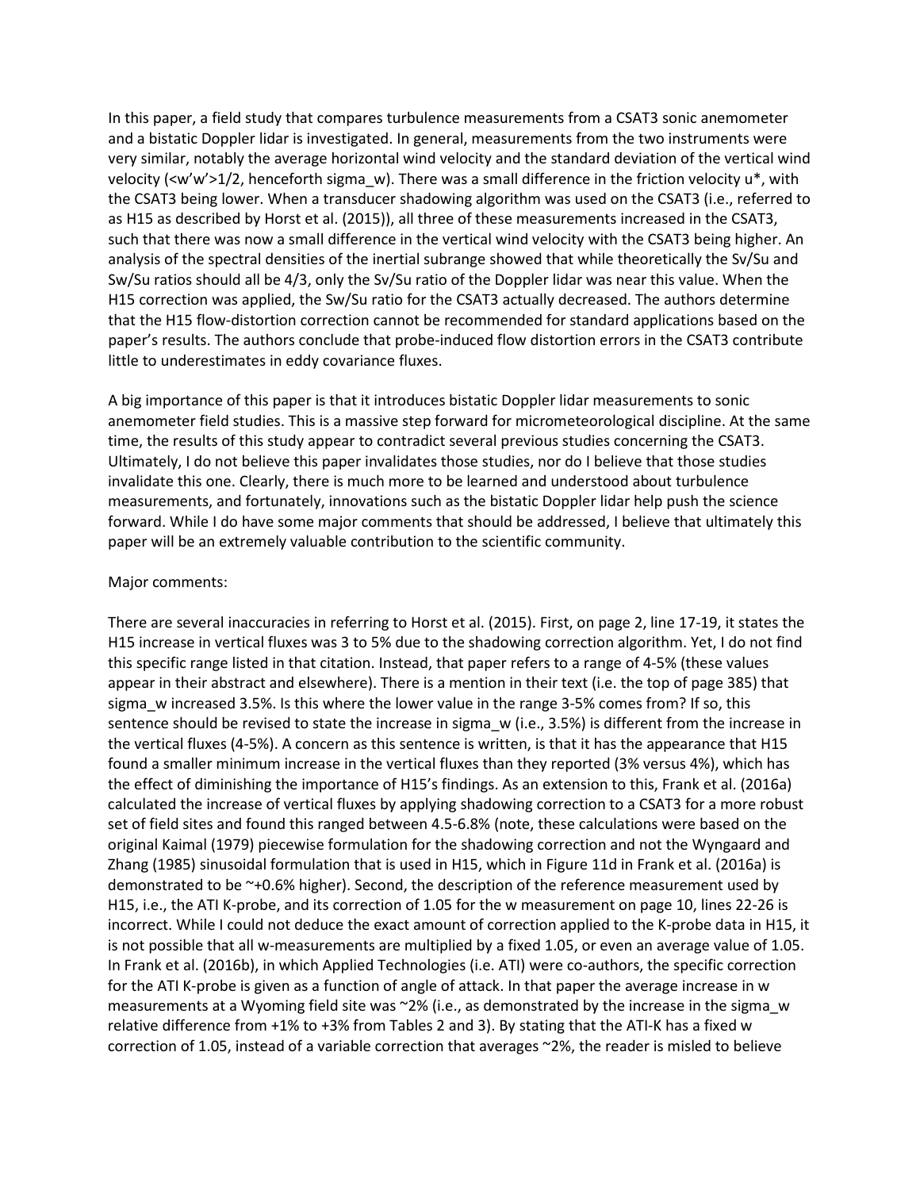In this paper, a field study that compares turbulence measurements from a CSAT3 sonic anemometer and a bistatic Doppler lidar is investigated. In general, measurements from the two instruments were very similar, notably the average horizontal wind velocity and the standard deviation of the vertical wind velocity ($\langle w'w' \rangle^{1/2}$, henceforth sigma_w). There was a small difference in the friction velocity $u^*$, with the CSAT3 being lower. When a transducer shadowing algorithm was used on the CSAT3 (i.e., referred to as H15 as described by Horst et al. (2015)), all three of these measurements increased in the CSAT3, such that there was now a small difference in the vertical wind velocity with the CSAT3 being higher. An analysis of the spectral densities of the inertial subrange showed that while theoretically the Sv/Su and Sw/Su ratios should all be 4/3, only the Sv/Su ratio of the Doppler lidar was near this value. When the H15 correction was applied, the Sw/Su ratio for the CSAT3 actually decreased. The authors determine that the H15 flow-distortion correction cannot be recommended for standard applications based on the paper's results. The authors conclude that probe-induced flow distortion errors in the CSAT3 contribute little to underestimates in eddy covariance fluxes.

A big importance of this paper is that it introduces bistatic Doppler lidar measurements to sonic anemometer field studies. This is a massive step forward for micrometeorological discipline. At the same time, the results of this study appear to contradict several previous studies concerning the CSAT3. Ultimately, I do not believe this paper invalidates those studies, nor do I believe that those studies invalidate this one. Clearly, there is much more to be learned and understood about turbulence measurements, and fortunately, innovations such as the bistatic Doppler lidar help push the science forward. While I do have some major comments that should be addressed, I believe that ultimately this paper will be an extremely valuable contribution to the scientific community.

Major comments:

There are several inaccuracies in referring to Horst et al. (2015). First, on page 2, line 17-19, it states the H15 increase in vertical fluxes was 3 to 5% due to the shadowing correction algorithm. Yet, I do not find this specific range listed in that citation. Instead, that paper refers to a range of 4-5% (these values appear in their abstract and elsewhere). There is a mention in their text (i.e. the top of page 385) that sigma_w increased 3.5%. Is this where the lower value in the range 3-5% comes from? If so, this sentence should be revised to state the increase in sigma_w (i.e., 3.5%) is different from the increase in the vertical fluxes (4-5%). A concern as this sentence is written, is that it has the appearance that H15 found a smaller minimum increase in the vertical fluxes than they reported (3% versus 4%), which has the effect of diminishing the importance of H15's findings. As an extension to this, Frank et al. (2016a) calculated the increase of vertical fluxes by applying shadowing correction to a CSAT3 for a more robust set of field sites and found this ranged between 4.5-6.8% (note, these calculations were based on the original Kaimal (1979) piecewise formulation for the shadowing correction and not the Wyngaard and Zhang (1985) sinusoidal formulation that is used in H15, which in Figure 11d in Frank et al. (2016a) is demonstrated to be ~+0.6% higher). Second, the description of the reference measurement used by H15, i.e., the ATI K-probe, and its correction of 1.05 for the w measurement on page 10, lines 22-26 is incorrect. While I could not deduce the exact amount of correction applied to the K-probe data in H15, it is not possible that all w-measurements are multiplied by a fixed 1.05, or even an average value of 1.05. In Frank et al. (2016b), in which Applied Technologies (i.e. ATI) were co-authors, the specific correction for the ATI K-probe is given as a function of angle of attack. In that paper the average increase in w measurements at a Wyoming field site was ~2% (i.e., as demonstrated by the increase in the sigma_w relative difference from +1% to +3% from Tables 2 and 3). By stating that the ATI-K has a fixed w correction of 1.05, instead of a variable correction that averages ~2%, the reader is misled to believe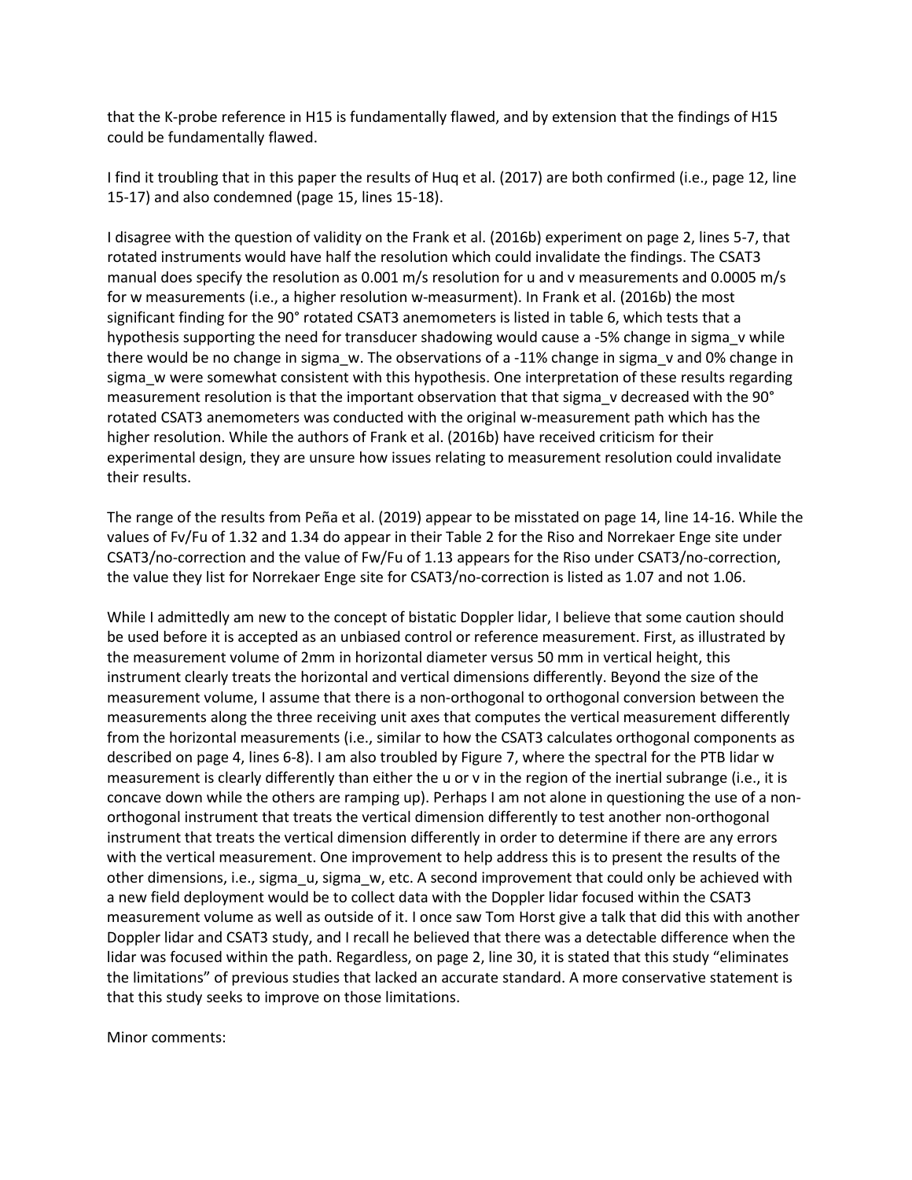that the K-probe reference in H15 is fundamentally flawed, and by extension that the findings of H15 could be fundamentally flawed.

I find it troubling that in this paper the results of Huq et al. (2017) are both confirmed (i.e., page 12, line 15-17) and also condemned (page 15, lines 15-18).

I disagree with the question of validity on the Frank et al. (2016b) experiment on page 2, lines 5-7, that rotated instruments would have half the resolution which could invalidate the findings. The CSAT3 manual does specify the resolution as 0.001 m/s resolution for u and v measurements and 0.0005 m/s for w measurements (i.e., a higher resolution w-measurment). In Frank et al. (2016b) the most significant finding for the 90° rotated CSAT3 anemometers is listed in table 6, which tests that a hypothesis supporting the need for transducer shadowing would cause a -5% change in sigma_v while there would be no change in sigma_w. The observations of a -11% change in sigma_v and 0% change in sigma_w were somewhat consistent with this hypothesis. One interpretation of these results regarding measurement resolution is that the important observation that that sigma_v decreased with the 90° rotated CSAT3 anemometers was conducted with the original w-measurement path which has the higher resolution. While the authors of Frank et al. (2016b) have received criticism for their experimental design, they are unsure how issues relating to measurement resolution could invalidate their results.

The range of the results from Peña et al. (2019) appear to be misstated on page 14, line 14-16. While the values of Fv/Fu of 1.32 and 1.34 do appear in their Table 2 for the Riso and Norrekaer Enge site under CSAT3/no-correction and the value of Fw/Fu of 1.13 appears for the Riso under CSAT3/no-correction, the value they list for Norrekaer Enge site for CSAT3/no-correction is listed as 1.07 and not 1.06.

While I admittedly am new to the concept of bistatic Doppler lidar, I believe that some caution should be used before it is accepted as an unbiased control or reference measurement. First, as illustrated by the measurement volume of 2mm in horizontal diameter versus 50 mm in vertical height, this instrument clearly treats the horizontal and vertical dimensions differently. Beyond the size of the measurement volume, I assume that there is a non-orthogonal to orthogonal conversion between the measurements along the three receiving unit axes that computes the vertical measurement differently from the horizontal measurements (i.e., similar to how the CSAT3 calculates orthogonal components as described on page 4, lines 6-8). I am also troubled by Figure 7, where the spectral for the PTB lidar w measurement is clearly differently than either the u or v in the region of the inertial subrange (i.e., it is concave down while the others are ramping up). Perhaps I am not alone in questioning the use of a non-orthogonal instrument that treats the vertical dimension differently to test another non-orthogonal instrument that treats the vertical dimension differently in order to determine if there are any errors with the vertical measurement. One improvement to help address this is to present the results of the other dimensions, i.e., sigma_u, sigma_w, etc. A second improvement that could only be achieved with a new field deployment would be to collect data with the Doppler lidar focused within the CSAT3 measurement volume as well as outside of it. I once saw Tom Horst give a talk that did this with another Doppler lidar and CSAT3 study, and I recall he believed that there was a detectable difference when the lidar was focused within the path. Regardless, on page 2, line 30, it is stated that this study "eliminates the limitations" of previous studies that lacked an accurate standard. A more conservative statement is that this study seeks to improve on those limitations.

Minor comments: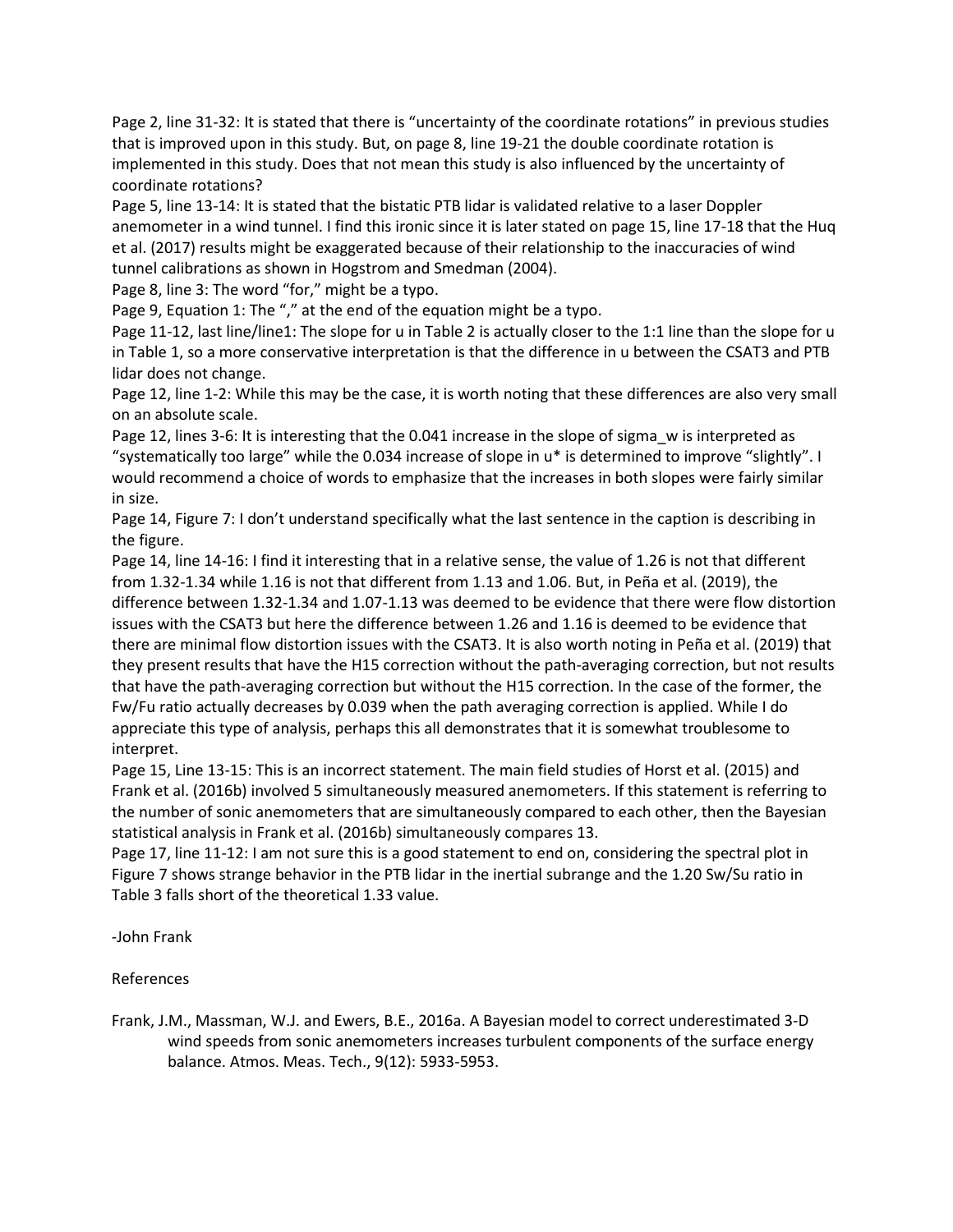Page 2, line 31-32: It is stated that there is "uncertainty of the coordinate rotations" in previous studies that is improved upon in this study. But, on page 8, line 19-21 the double coordinate rotation is implemented in this study. Does that not mean this study is also influenced by the uncertainty of coordinate rotations?

Page 5, line 13-14: It is stated that the bistatic PTB lidar is validated relative to a laser Doppler anemometer in a wind tunnel. I find this ironic since it is later stated on page 15, line 17-18 that the Huq et al. (2017) results might be exaggerated because of their relationship to the inaccuracies of wind tunnel calibrations as shown in Hogstrom and Smedman (2004).

Page 8, line 3: The word "for," might be a typo.

Page 9, Equation 1: The "," at the end of the equation might be a typo.

Page 11-12, last line/line1: The slope for u in Table 2 is actually closer to the 1:1 line than the slope for u in Table 1, so a more conservative interpretation is that the difference in u between the CSAT3 and PTB lidar does not change.

Page 12, line 1-2: While this may be the case, it is worth noting that these differences are also very small on an absolute scale.

Page 12, lines 3-6: It is interesting that the 0.041 increase in the slope of sigma_w is interpreted as "systematically too large" while the 0.034 increase of slope in u* is determined to improve "slightly". I would recommend a choice of words to emphasize that the increases in both slopes were fairly similar in size.

Page 14, Figure 7: I don't understand specifically what the last sentence in the caption is describing in the figure.

Page 14, line 14-16: I find it interesting that in a relative sense, the value of 1.26 is not that different from 1.32-1.34 while 1.16 is not that different from 1.13 and 1.06. But, in Peña et al. (2019), the difference between 1.32-1.34 and 1.07-1.13 was deemed to be evidence that there were flow distortion issues with the CSAT3 but here the difference between 1.26 and 1.16 is deemed to be evidence that there are minimal flow distortion issues with the CSAT3. It is also worth noting in Peña et al. (2019) that they present results that have the H15 correction without the path-averaging correction, but not results that have the path-averaging correction but without the H15 correction. In the case of the former, the Fw/Fu ratio actually decreases by 0.039 when the path averaging correction is applied. While I do appreciate this type of analysis, perhaps this all demonstrates that it is somewhat troublesome to interpret.

Page 15, Line 13-15: This is an incorrect statement. The main field studies of Horst et al. (2015) and Frank et al. (2016b) involved 5 simultaneously measured anemometers. If this statement is referring to the number of sonic anemometers that are simultaneously compared to each other, then the Bayesian statistical analysis in Frank et al. (2016b) simultaneously compares 13.

Page 17, line 11-12: I am not sure this is a good statement to end on, considering the spectral plot in Figure 7 shows strange behavior in the PTB lidar in the inertial subrange and the 1.20 Sw/Su ratio in Table 3 falls short of the theoretical 1.33 value.

-John Frank

References

Frank, J.M., Massman, W.J. and Ewers, B.E., 2016a. A Bayesian model to correct underestimated 3-D wind speeds from sonic anemometers increases turbulent components of the surface energy balance. Atmos. Meas. Tech., 9(12): 5933-5953.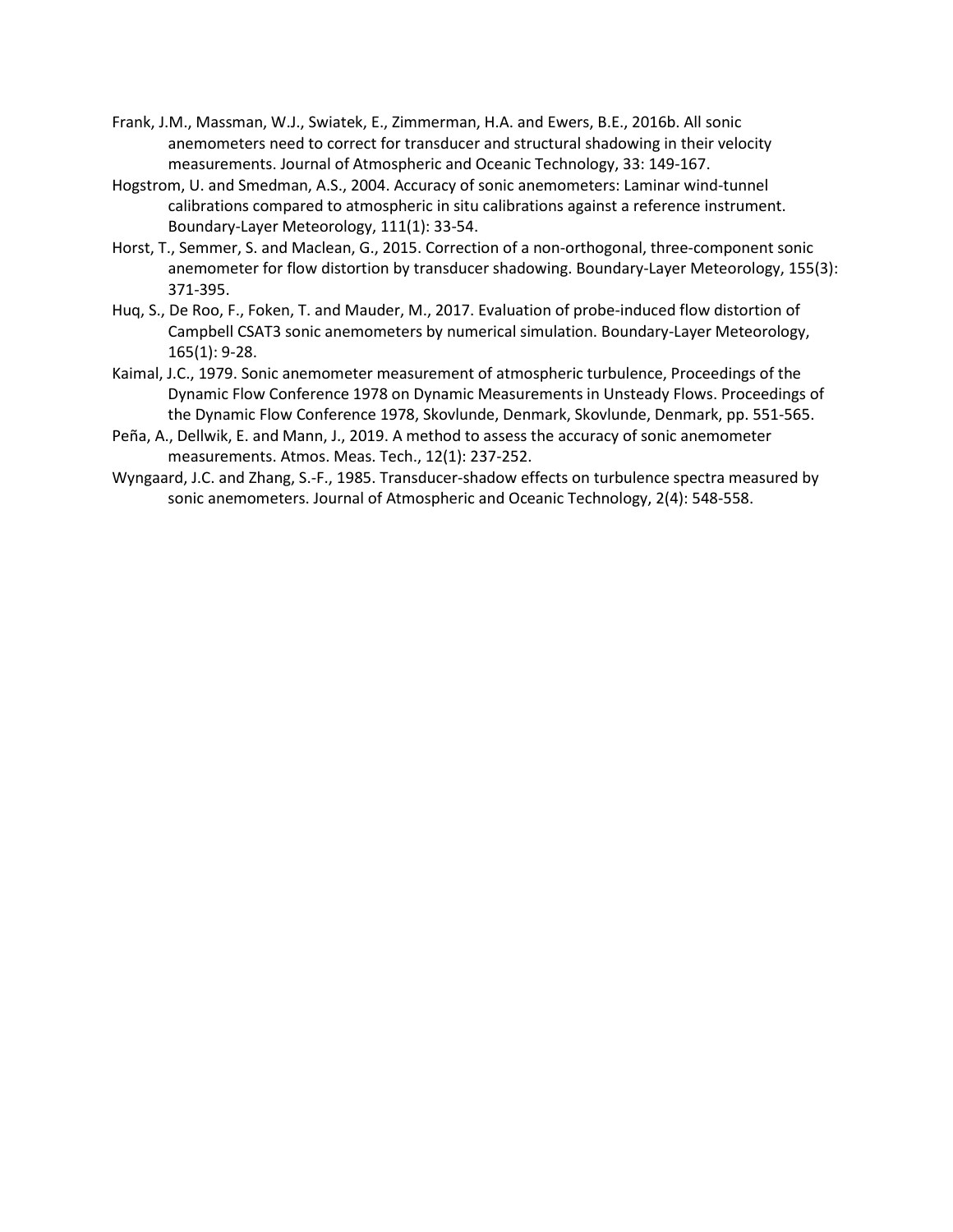Frank, J.M., Massman, W.J., Swiatek, E., Zimmerman, H.A. and Ewers, B.E., 2016b. All sonic anemometers need to correct for transducer and structural shadowing in their velocity measurements. Journal of Atmospheric and Oceanic Technology, 33: 149-167.

Hogstrom, U. and Smedman, A.S., 2004. Accuracy of sonic anemometers: Laminar wind-tunnel calibrations compared to atmospheric in situ calibrations against a reference instrument. Boundary-Layer Meteorology, 111(1): 33-54.

Horst, T., Semmer, S. and Maclean, G., 2015. Correction of a non-orthogonal, three-component sonic anemometer for flow distortion by transducer shadowing. Boundary-Layer Meteorology, 155(3): 371-395.

Huq, S., De Roo, F., Foken, T. and Mauder, M., 2017. Evaluation of probe-induced flow distortion of Campbell CSAT3 sonic anemometers by numerical simulation. Boundary-Layer Meteorology, 165(1): 9-28.

Kaimal, J.C., 1979. Sonic anemometer measurement of atmospheric turbulence, Proceedings of the Dynamic Flow Conference 1978 on Dynamic Measurements in Unsteady Flows. Proceedings of the Dynamic Flow Conference 1978, Skovlunde, Denmark, Skovlunde, Denmark, pp. 551-565.

Peña, A., Dellwik, E. and Mann, J., 2019. A method to assess the accuracy of sonic anemometer measurements. Atmos. Meas. Tech., 12(1): 237-252.

Wyngaard, J.C. and Zhang, S.-F., 1985. Transducer-shadow effects on turbulence spectra measured by sonic anemometers. Journal of Atmospheric and Oceanic Technology, 2(4): 548-558.